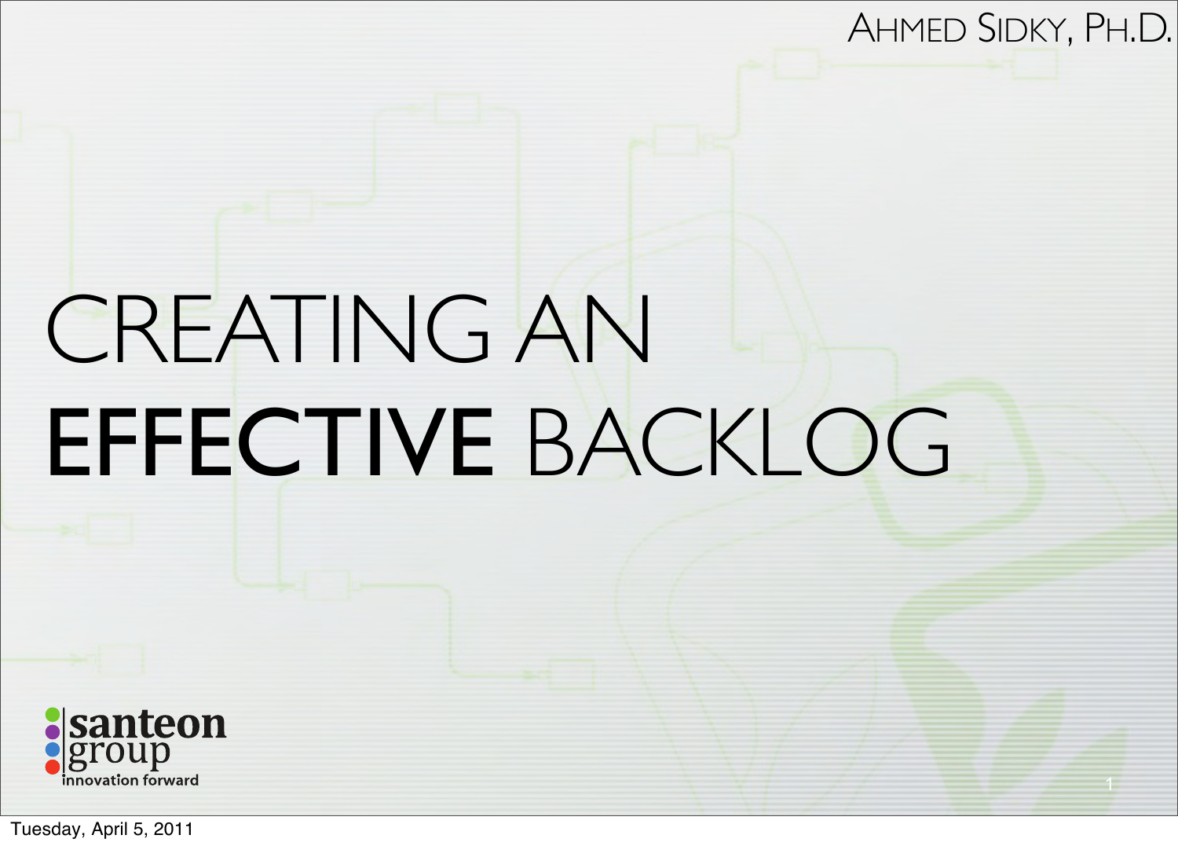AHMED SIDKY, PH.D.

# CREATING AN **EFFECTIVE** BACKLOG

santeon group
innovation forward

Tuesday, April 5, 2011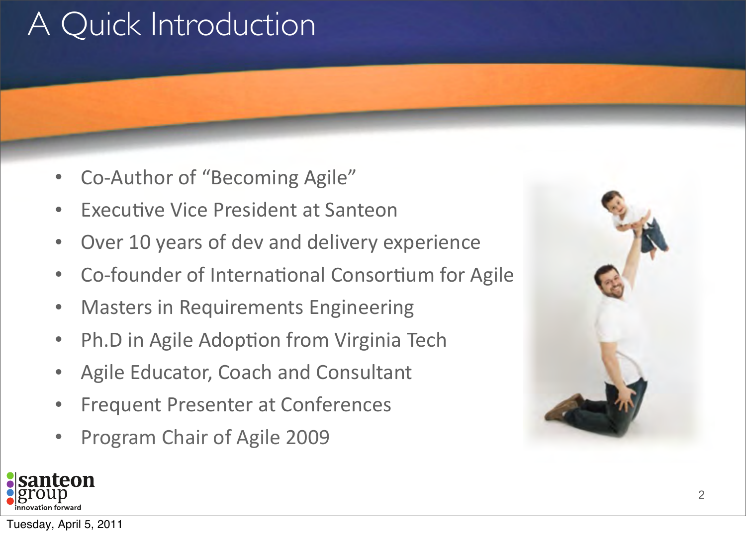# A Quick Introduction

- Co-Author of “Becoming Agile”
- Executive Vice President at Santeon
- Over 10 years of dev and delivery experience
- Co-founder of International Consortium for Agile
- Masters in Requirements Engineering
- Ph.D in Agile Adoption from Virginia Tech
- Agile Educator, Coach and Consultant
- Frequent Presenter at Conferences
- Program Chair of Agile 2009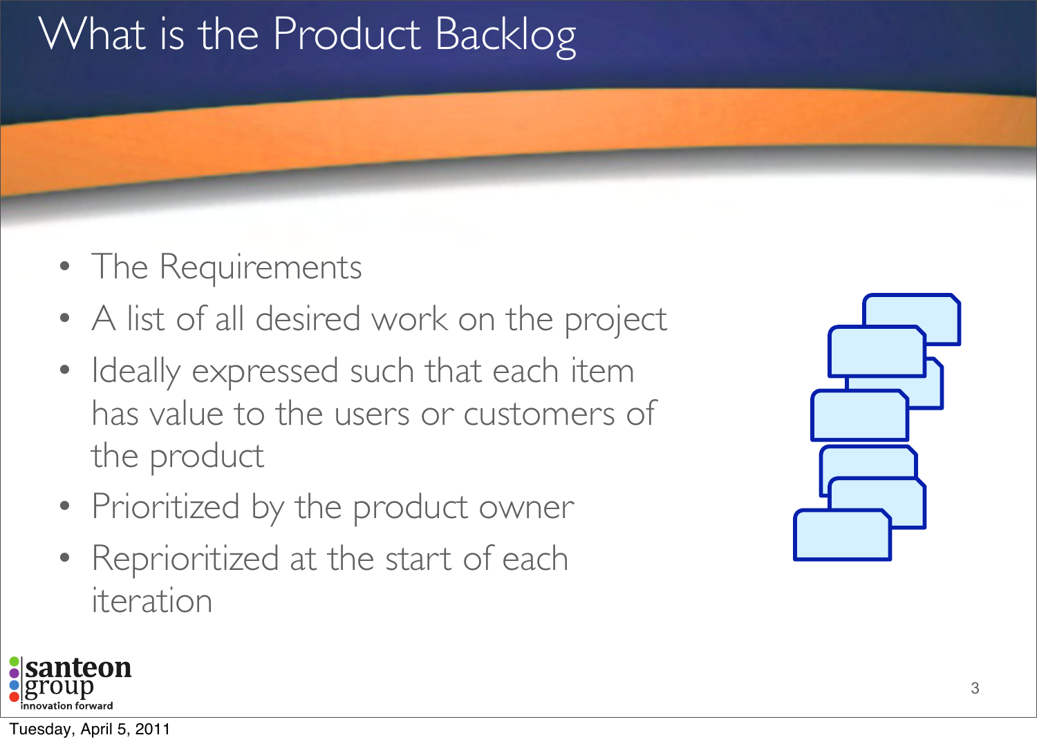# What is the Product Backlog

- The Requirements
- A list of all desired work on the project
- Ideally expressed such that each item has value to the users or customers of the product
- Prioritized by the product owner
- Reprioritized at the start of each iteration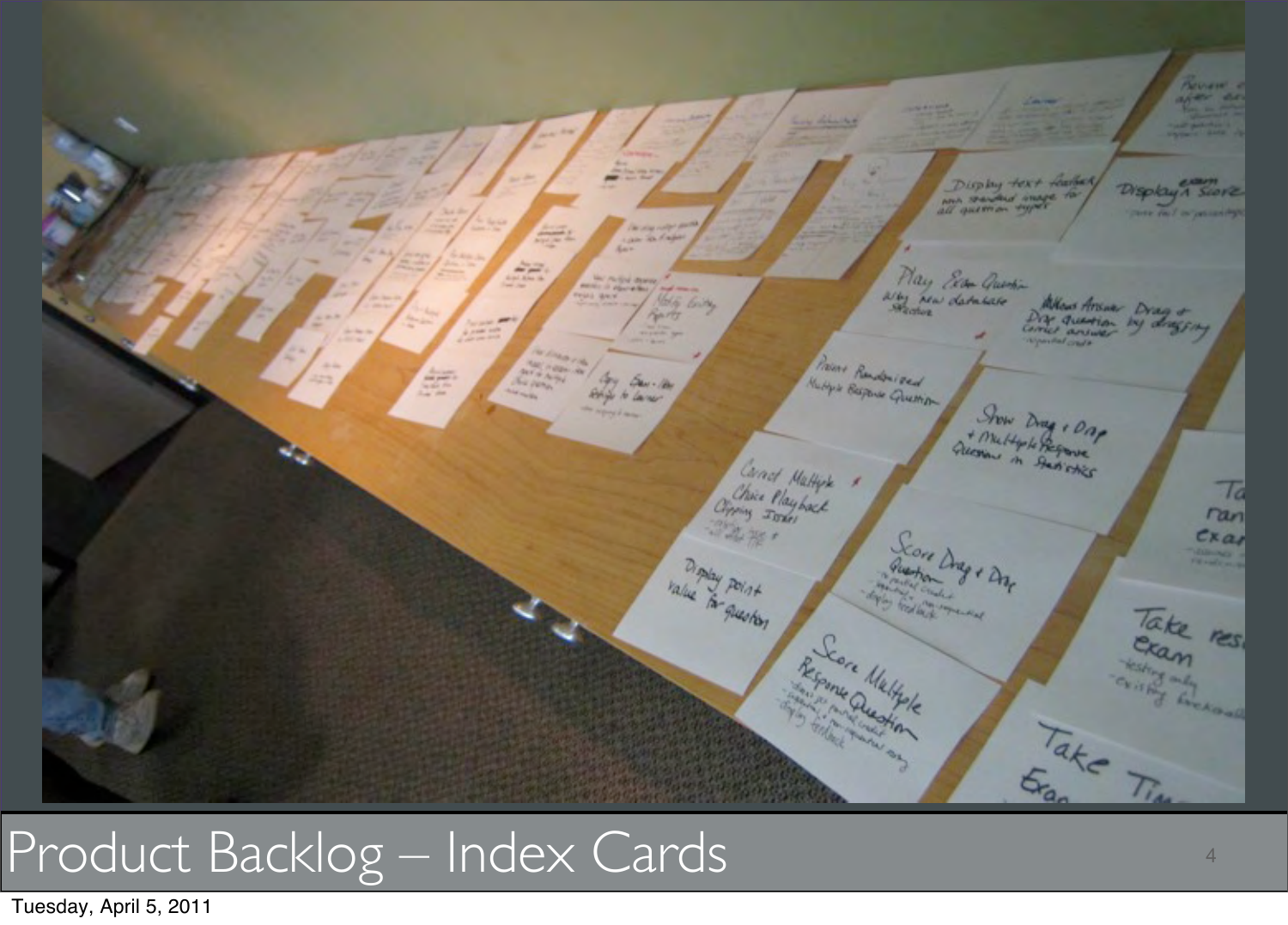# Product Backlog – Index Cards

Tuesday, April 5, 2011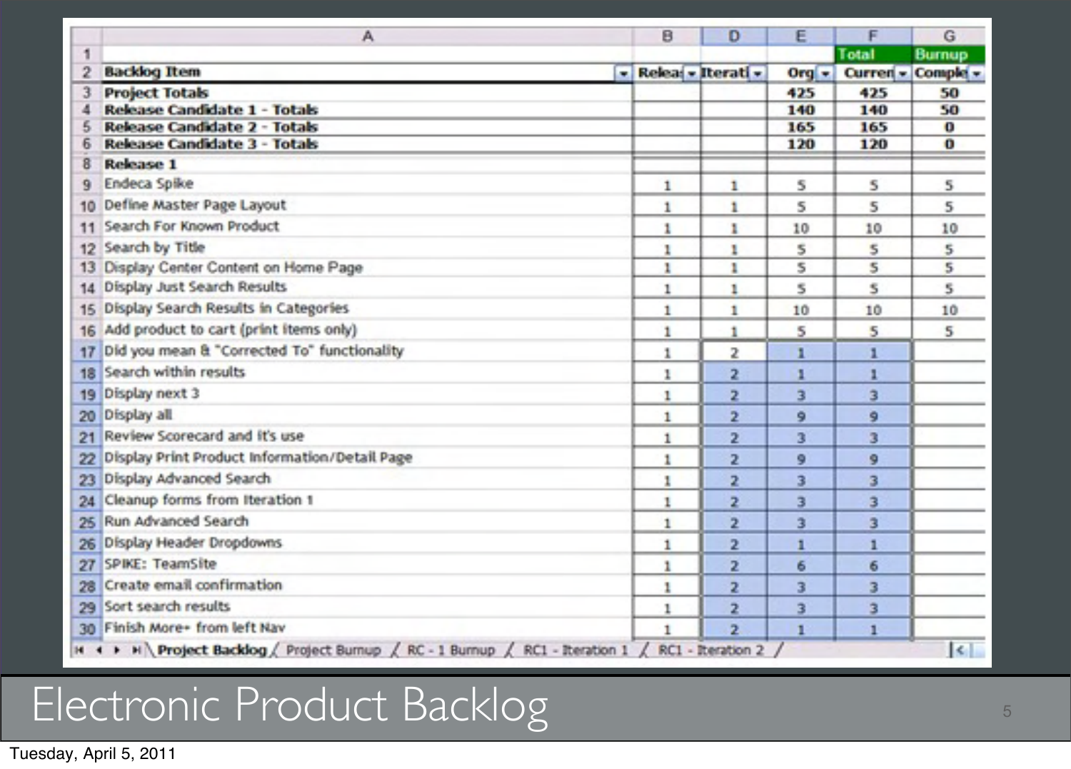# Electronic Product Backlog

| | A | B | D | E | F | G |
|---|---|---|---|---|---|---|
| 1 | | | | | Total | Burnup |
| 2 | **Backlog Item** | Releas | Iterati | Org | Curren | Comple |
| 3 | **Project Totals** | | | 425 | 425 | 50 |
| 4 | **Release Candidate 1 - Totals** | | | 140 | 140 | 50 |
| 5 | **Release Candidate 2 - Totals** | | | 165 | 165 | 0 |
| 6 | **Release Candidate 3 - Totals** | | | 120 | 120 | 0 |
| 8 | **Release 1** | | | | | |
| 9 | Endeca Spike | 1 | 1 | 5 | 5 | 5 |
| 10 | Define Master Page Layout | 1 | 1 | 5 | 5 | 5 |
| 11 | Search For Known Product | 1 | 1 | 10 | 10 | 10 |
| 12 | Search by Title | 1 | 1 | 5 | 5 | 5 |
| 13 | Display Center Content on Home Page | 1 | 1 | 5 | 5 | 5 |
| 14 | Display Just Search Results | 1 | 1 | 5 | 5 | 5 |
| 15 | Display Search Results in Categories | 1 | 1 | 10 | 10 | 10 |
| 16 | Add product to cart (print items only) | 1 | 1 | 5 | 5 | 5 |
| 17 | Did you mean & "Corrected To" functionality | 1 | 2 | 1 | 1 | |
| 18 | Search within results | 1 | 2 | 1 | 1 | |
| 19 | Display next 3 | 1 | 2 | 3 | 3 | |
| 20 | Display all | 1 | 2 | 9 | 9 | |
| 21 | Review Scorecard and it's use | 1 | 2 | 3 | 3 | |
| 22 | Display Print Product Information/Detail Page | 1 | 2 | 9 | 9 | |
| 23 | Display Advanced Search | 1 | 2 | 3 | 3 | |
| 24 | Cleanup forms from Iteration 1 | 1 | 2 | 3 | 3 | |
| 25 | Run Advanced Search | 1 | 2 | 3 | 3 | |
| 26 | Display Header Dropdowns | 1 | 2 | 1 | 1 | |
| 27 | SPIKE: TeamSite | 1 | 2 | 6 | 6 | |
| 28 | Create email confirmation | 1 | 2 | 3 | 3 | |
| 29 | Sort search results | 1 | 2 | 3 | 3 | |
| 30 | Finish More+ from left Nav | 1 | 2 | 1 | 1 | |

Project Backlog / Project Burnup / RC - 1 Burnup / RC1 - Iteration 1 / RC1 - Iteration 2

Tuesday, April 5, 2011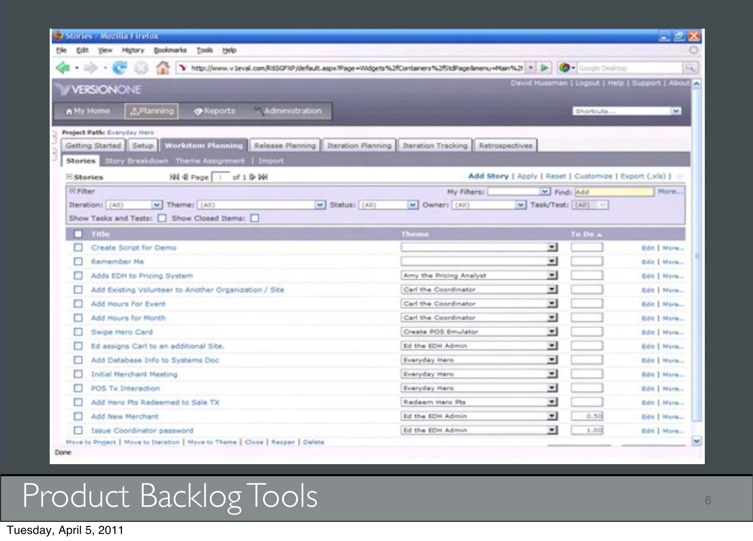# Product Backlog Tools

Stories - Mozilla Firefox

VERSIONONE

My Home | Planning | Reports | Administration

Project Path: Everyday Hero

Getting Started | Setup | Workitem Planning | Release Planning | Iteration Planning | Iteration Tracking | Retrospectives

Stories | Story Breakdown | Theme Assignment | Import

Stories — Page 1 of 1 — Add Story | Apply | Reset | Customize | Export (.xls)

Filter — Iteration: (All) Theme: (All) Status: (All) Owner: (All) Task/Test: (All) — Show Tasks and Tests: ☐ Show Closed Items: ☐

| Title | Theme | To Do | |
|---|---|---|---|
| Create Script for Demo | | | Edit \| More... |
| Remember Me | | | Edit \| More... |
| Adds EDH to Pricing System | Amy the Pricing Analyst | | Edit \| More... |
| Add Existing Volunteer to Another Organization / Site | Carl the Coordinator | | Edit \| More... |
| Add Hours For Event | Carl the Coordinator | | Edit \| More... |
| Add Hours for Month | Carl the Coordinator | | Edit \| More... |
| Swipe Hero Card | Create POS Emulator | | Edit \| More... |
| Ed assigns Carl to an additional Site. | Ed the EDH Admin | | Edit \| More... |
| Add Database Info to Systems Doc | Everyday Hero | | Edit \| More... |
| Initial Merchant Meeting | Everyday Hero | | Edit \| More... |
| POS Tx Interaction | Everyday Hero | | Edit \| More... |
| Add Hero Pts Redeemed to Sale TX | Redeem Hero Pts | | Edit \| More... |
| Add New Merchant | Ed the EDH Admin | 0.50 | Edit \| More... |
| Issue Coordinator password | Ed the EDH Admin | 1.00 | Edit \| More... |

Move to Project | Move to Iteration | Move to Theme | Close | Reopen | Delete

Tuesday, April 5, 2011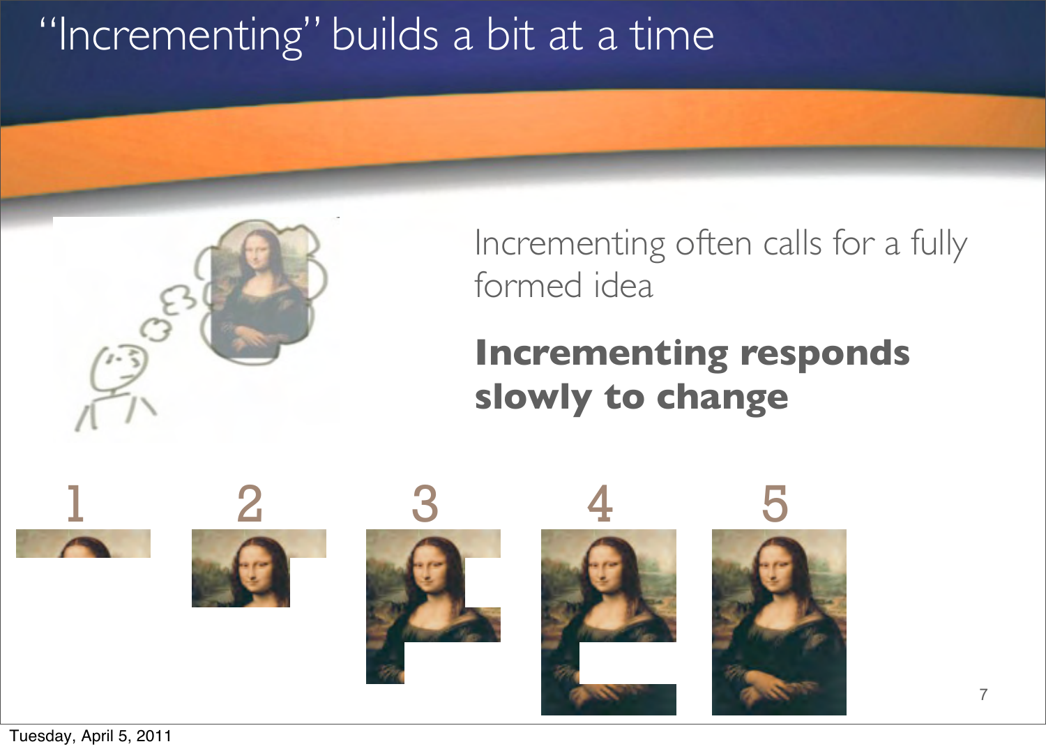# "Incrementing" builds a bit at a time

Incrementing often calls for a fully formed idea

**Incrementing responds slowly to change**

1 2 3 4 5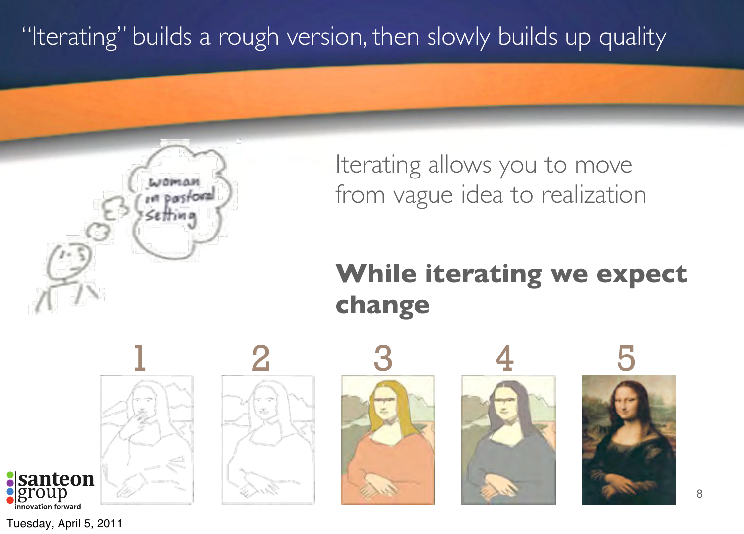# "Iterating" builds a rough version, then slowly builds up quality

woman in pastoral setting

Iterating allows you to move from vague idea to realization

**While iterating we expect change**

1 2 3 4 5

santeon group
innovation forward

Tuesday, April 5, 2011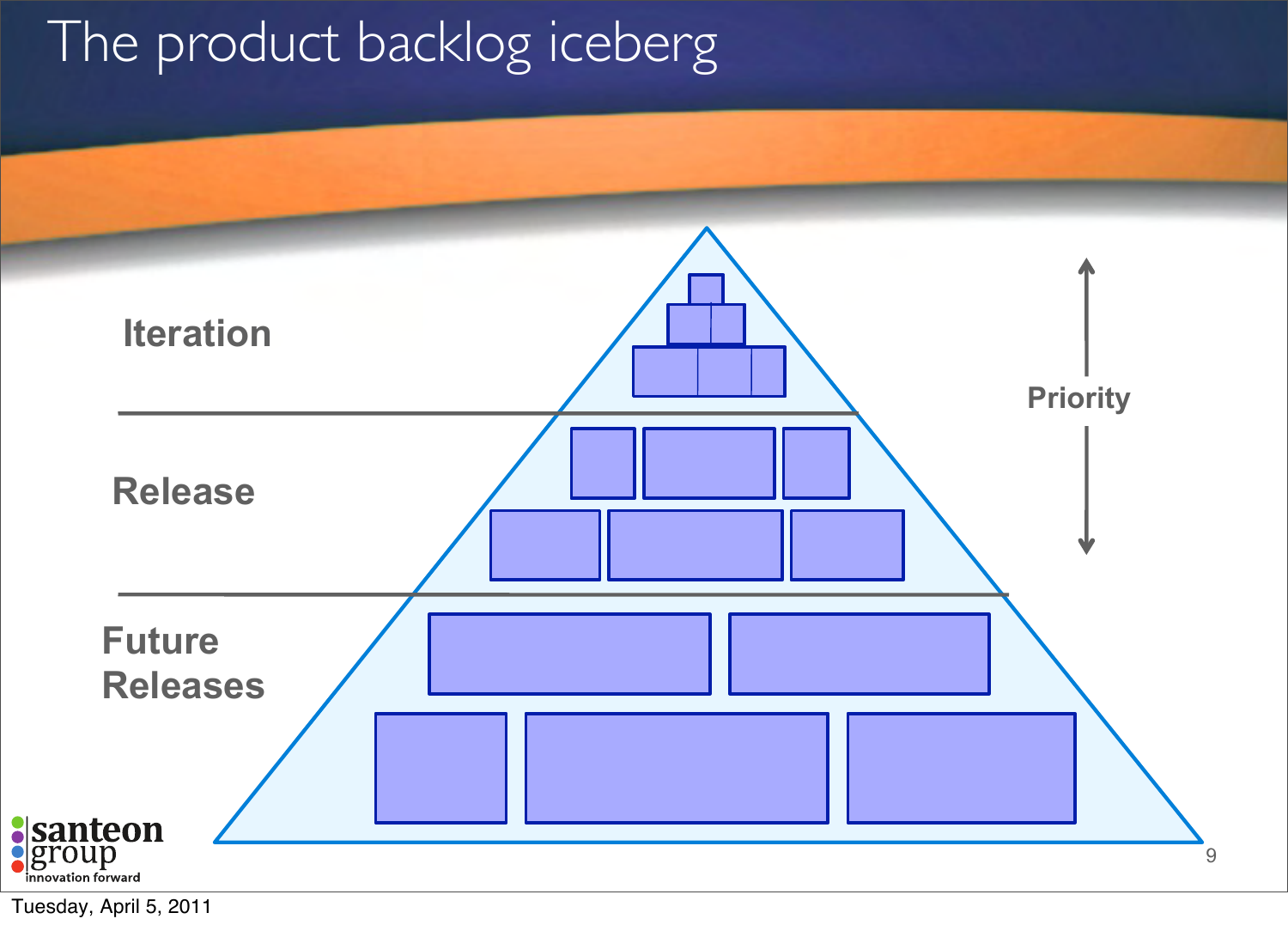# The product backlog iceberg

Iteration

Release

Future Releases

Priority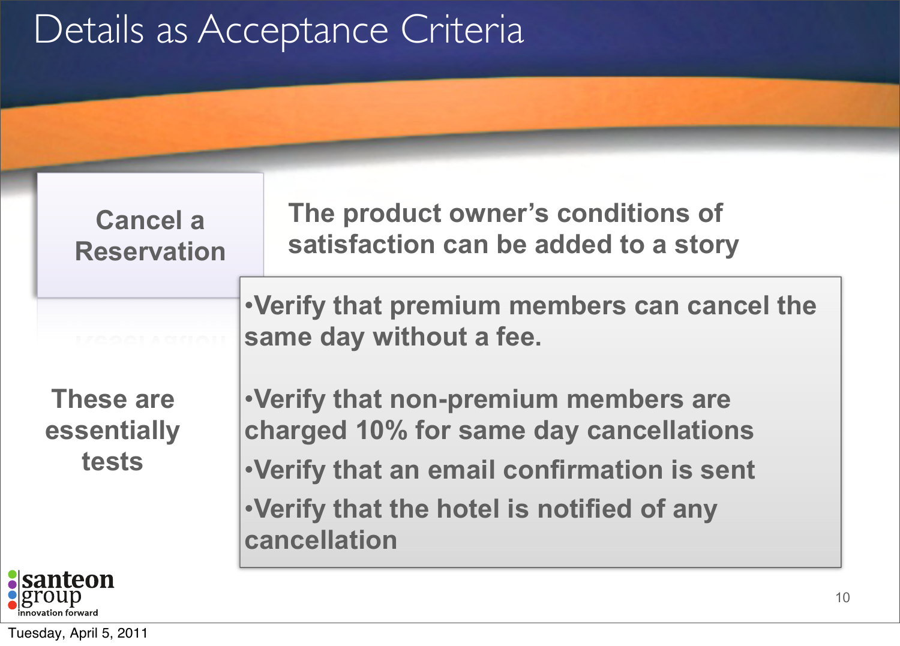# Details as Acceptance Criteria

**Cancel a Reservation**

**The product owner's conditions of satisfaction can be added to a story**

- **Verify that premium members can cancel the same day without a fee.**
- **Verify that non-premium members are charged 10% for same day cancellations**
- **Verify that an email confirmation is sent**
- **Verify that the hotel is notified of any cancellation**

**These are essentially tests**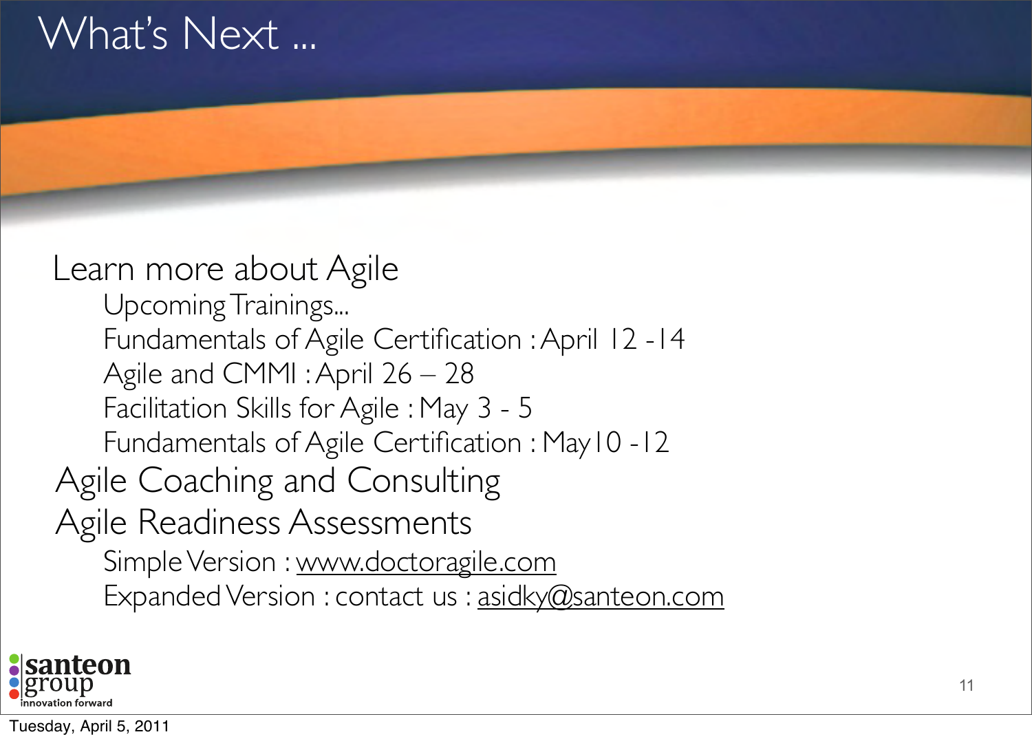# What's Next ...

Learn more about Agile

- Upcoming Trainings...
- Fundamentals of Agile Certification : April 12 -14
- Agile and CMMI : April 26 – 28
- Facilitation Skills for Agile : May 3 - 5
- Fundamentals of Agile Certification : May 10 -12

Agile Coaching and Consulting

Agile Readiness Assessments

- Simple Version : www.doctoragile.com
- Expanded Version : contact us : asidky@santeon.com

santeon group innovation forward

Tuesday, April 5, 2011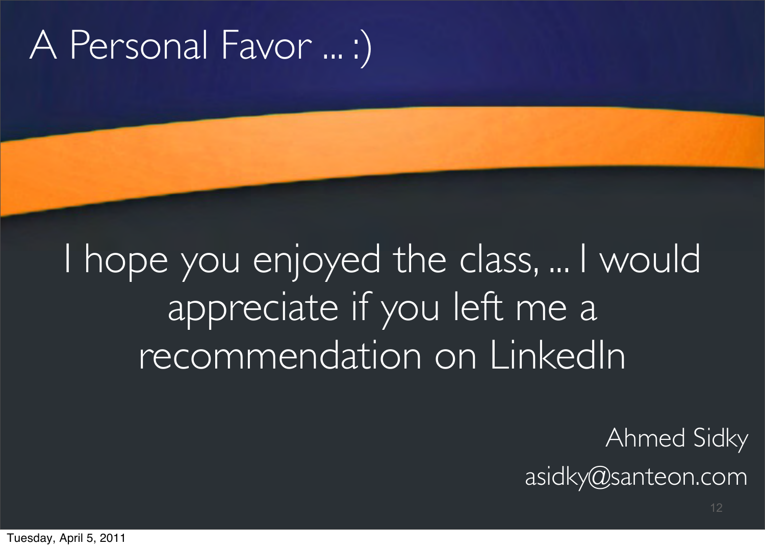# A Personal Favor ... :)

I hope you enjoyed the class, ... I would appreciate if you left me a recommendation on LinkedIn

Ahmed Sidky

asidky@santeon.com